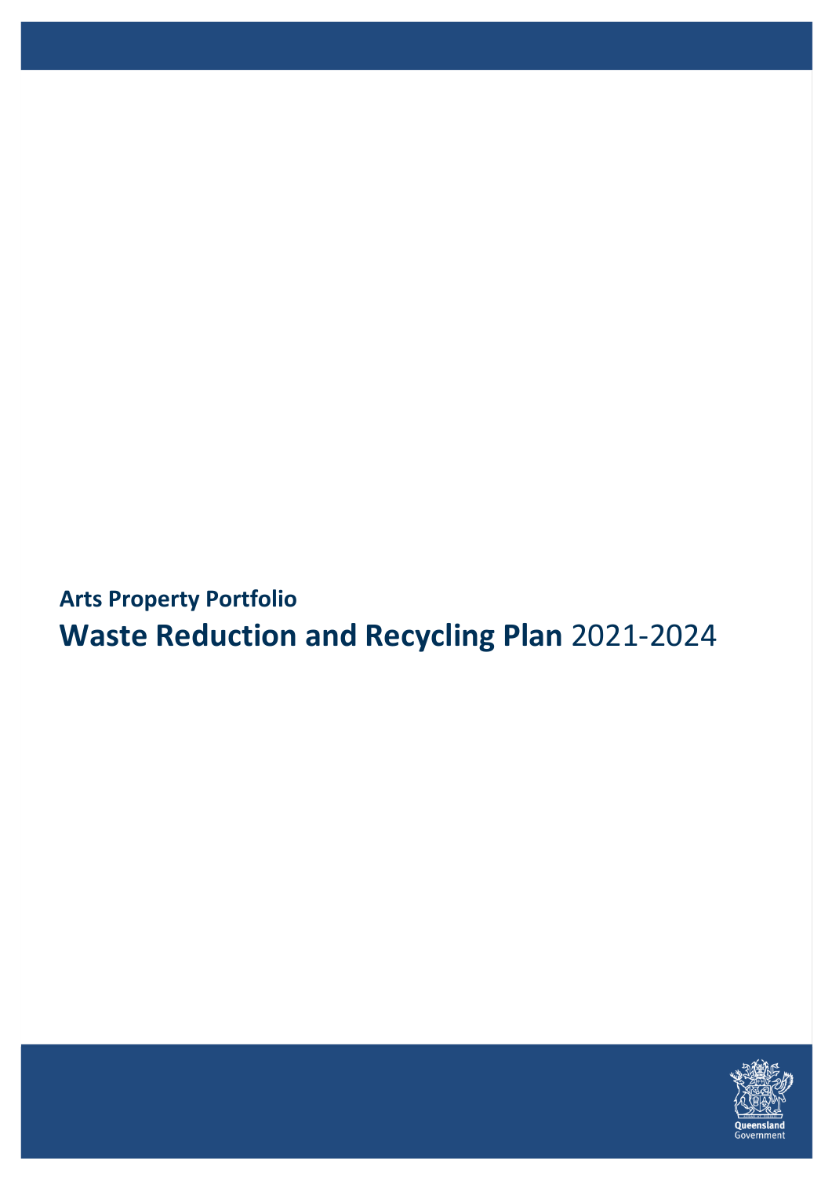**Arts Property Portfolio**

# **Waste Reduction and Recycling Plan** 2021-2024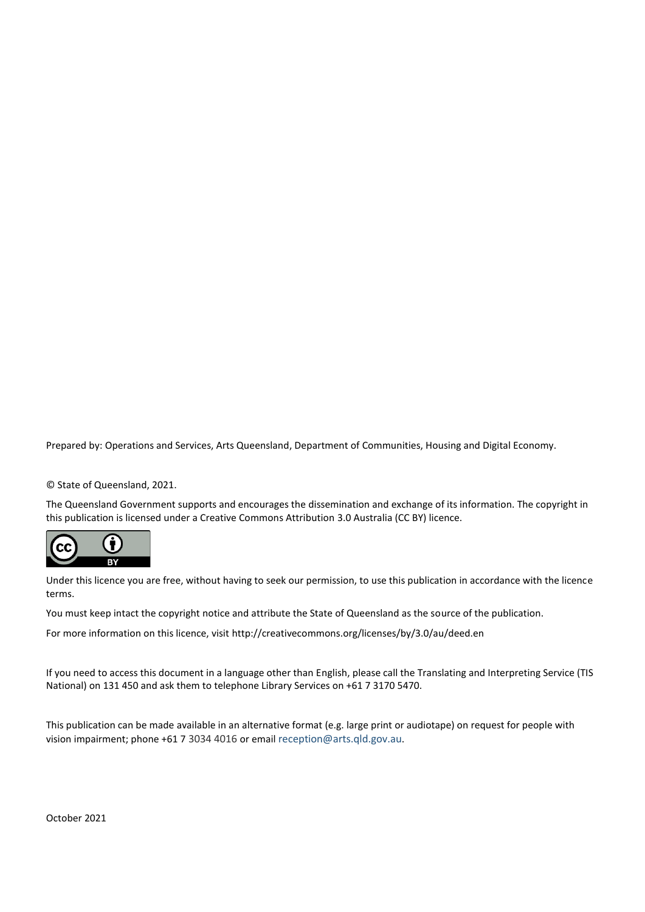Prepared by: Operations and Services, Arts Queensland, Department of Communities, Housing and Digital Economy.

© State of Queensland, 2021.

The Queensland Government supports and encourages the dissemination and exchange of its information. The copyright in this publication is licensed under a Creative Commons Attribution 3.0 Australia (CC BY) licence.

Under this licence you are free, without having to seek our permission, to use this publication in accordance with the licence terms.

You must keep intact the copyright notice and attribute the State of Queensland as the source of the publication.

For more information on this licence, visit http://creativecommons.org/licenses/by/3.0/au/deed.en

If you need to access this document in a language other than English, please call the Translating and Interpreting Service (TIS National) on 131 450 and ask them to telephone Library Services on +61 7 3170 5470.

This publication can be made available in an alternative format (e.g. large print or audiotape) on request for people with vision impairment; phone +61 7 3034 4016 or email reception@arts.qld.gov.au.

October 2021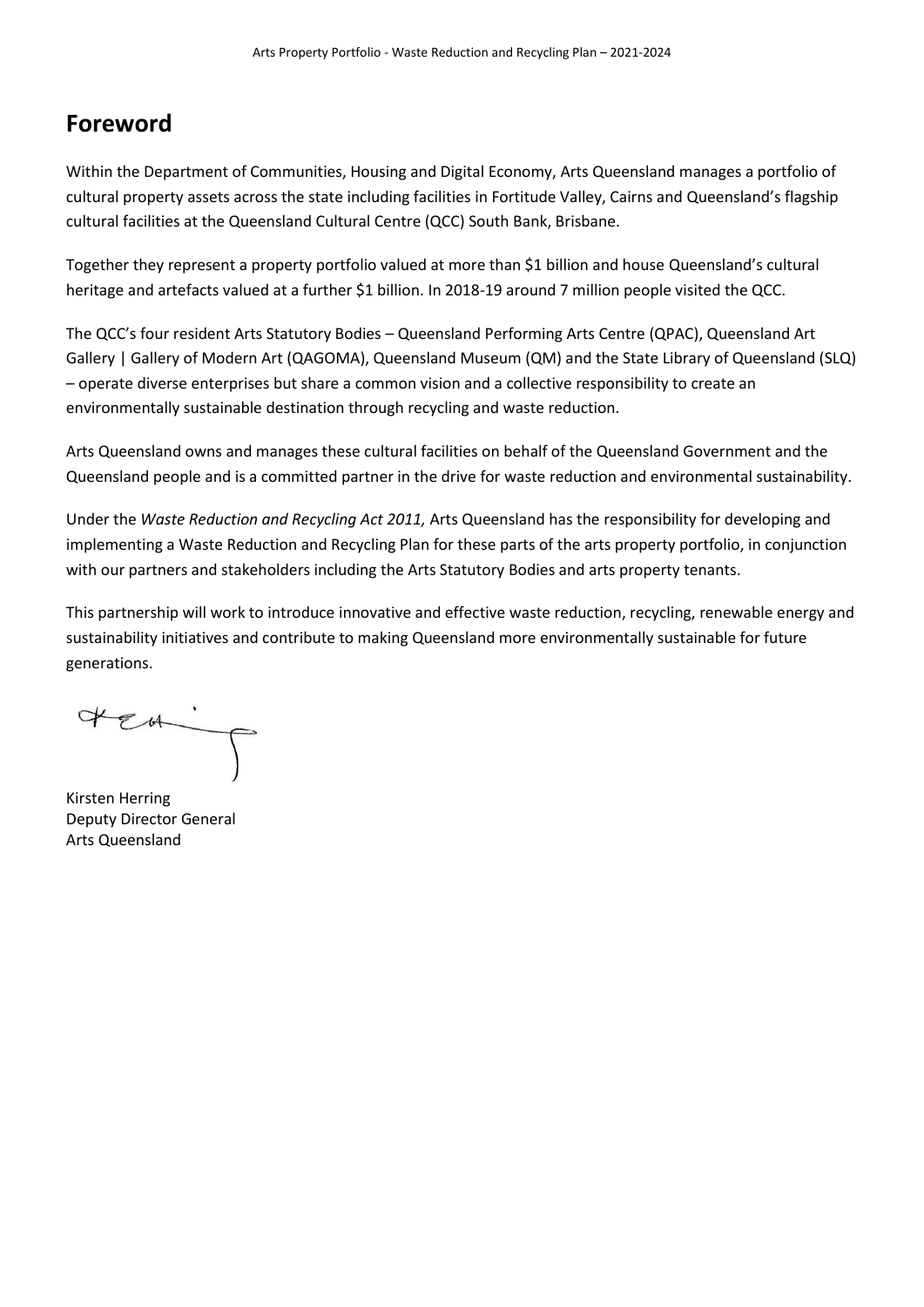# Foreword

Within the Department of Communities, Housing and Digital Economy, Arts Queensland manages a portfolio of cultural property assets across the state including facilities in Fortitude Valley, Cairns and Queensland's flagship cultural facilities at the Queensland Cultural Centre (QCC) South Bank, Brisbane.

Together they represent a property portfolio valued at more than $1 billion and house Queensland's cultural heritage and artefacts valued at a further $1 billion. In 2018-19 around 7 million people visited the QCC.

The QCC's four resident Arts Statutory Bodies – Queensland Performing Arts Centre (QPAC), Queensland Art Gallery | Gallery of Modern Art (QAGOMA), Queensland Museum (QM) and the State Library of Queensland (SLQ) – operate diverse enterprises but share a common vision and a collective responsibility to create an environmentally sustainable destination through recycling and waste reduction.

Arts Queensland owns and manages these cultural facilities on behalf of the Queensland Government and the Queensland people and is a committed partner in the drive for waste reduction and environmental sustainability.

Under the *Waste Reduction and Recycling Act 2011,* Arts Queensland has the responsibility for developing and implementing a Waste Reduction and Recycling Plan for these parts of the arts property portfolio, in conjunction with our partners and stakeholders including the Arts Statutory Bodies and arts property tenants.

This partnership will work to introduce innovative and effective waste reduction, recycling, renewable energy and sustainability initiatives and contribute to making Queensland more environmentally sustainable for future generations.

Kirsten Herring
Deputy Director General
Arts Queensland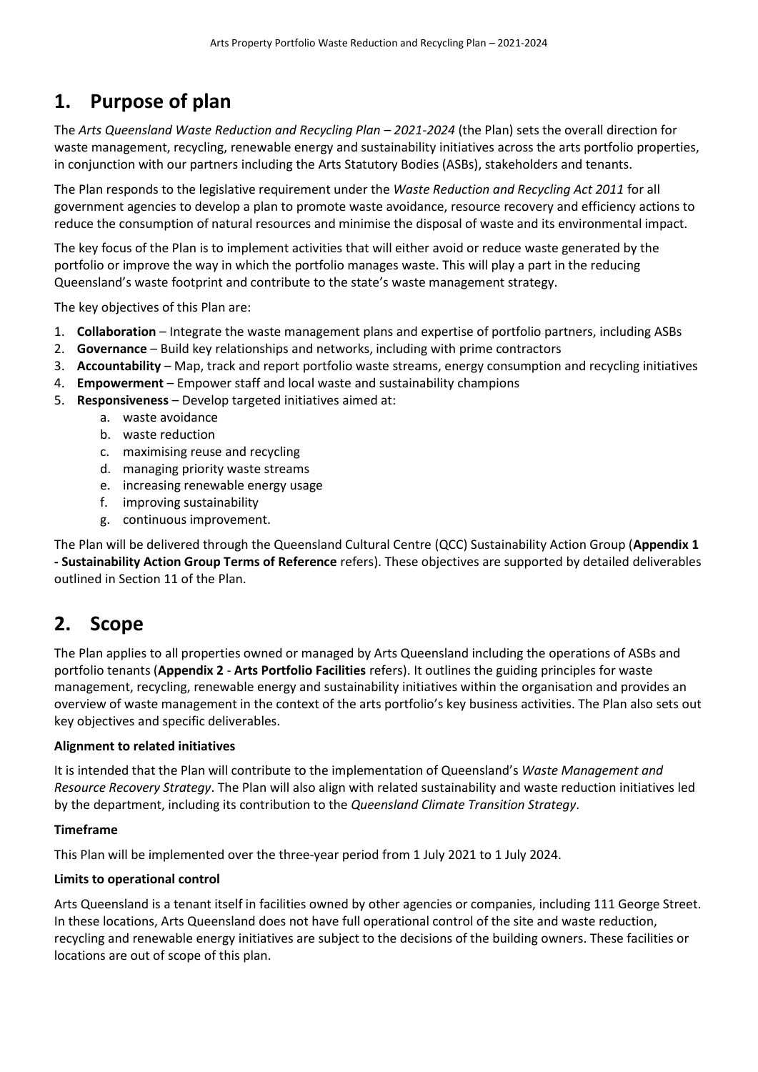# 1. Purpose of plan

The *Arts Queensland Waste Reduction and Recycling Plan – 2021-2024* (the Plan) sets the overall direction for waste management, recycling, renewable energy and sustainability initiatives across the arts portfolio properties, in conjunction with our partners including the Arts Statutory Bodies (ASBs), stakeholders and tenants.

The Plan responds to the legislative requirement under the *Waste Reduction and Recycling Act 2011* for all government agencies to develop a plan to promote waste avoidance, resource recovery and efficiency actions to reduce the consumption of natural resources and minimise the disposal of waste and its environmental impact.

The key focus of the Plan is to implement activities that will either avoid or reduce waste generated by the portfolio or improve the way in which the portfolio manages waste. This will play a part in the reducing Queensland's waste footprint and contribute to the state's waste management strategy.

The key objectives of this Plan are:

1. **Collaboration** – Integrate the waste management plans and expertise of portfolio partners, including ASBs
2. **Governance** – Build key relationships and networks, including with prime contractors
3. **Accountability** – Map, track and report portfolio waste streams, energy consumption and recycling initiatives
4. **Empowerment** – Empower staff and local waste and sustainability champions
5. **Responsiveness** – Develop targeted initiatives aimed at:
    a. waste avoidance
    b. waste reduction
    c. maximising reuse and recycling
    d. managing priority waste streams
    e. increasing renewable energy usage
    f. improving sustainability
    g. continuous improvement.

The Plan will be delivered through the Queensland Cultural Centre (QCC) Sustainability Action Group (**Appendix 1 - Sustainability Action Group Terms of Reference** refers). These objectives are supported by detailed deliverables outlined in Section 11 of the Plan.

# 2. Scope

The Plan applies to all properties owned or managed by Arts Queensland including the operations of ASBs and portfolio tenants (**Appendix 2** - **Arts Portfolio Facilities** refers). It outlines the guiding principles for waste management, recycling, renewable energy and sustainability initiatives within the organisation and provides an overview of waste management in the context of the arts portfolio's key business activities. The Plan also sets out key objectives and specific deliverables.

**Alignment to related initiatives**

It is intended that the Plan will contribute to the implementation of Queensland's *Waste Management and Resource Recovery Strategy*. The Plan will also align with related sustainability and waste reduction initiatives led by the department, including its contribution to the *Queensland Climate Transition Strategy*.

**Timeframe**

This Plan will be implemented over the three-year period from 1 July 2021 to 1 July 2024.

**Limits to operational control**

Arts Queensland is a tenant itself in facilities owned by other agencies or companies, including 111 George Street. In these locations, Arts Queensland does not have full operational control of the site and waste reduction, recycling and renewable energy initiatives are subject to the decisions of the building owners. These facilities or locations are out of scope of this plan.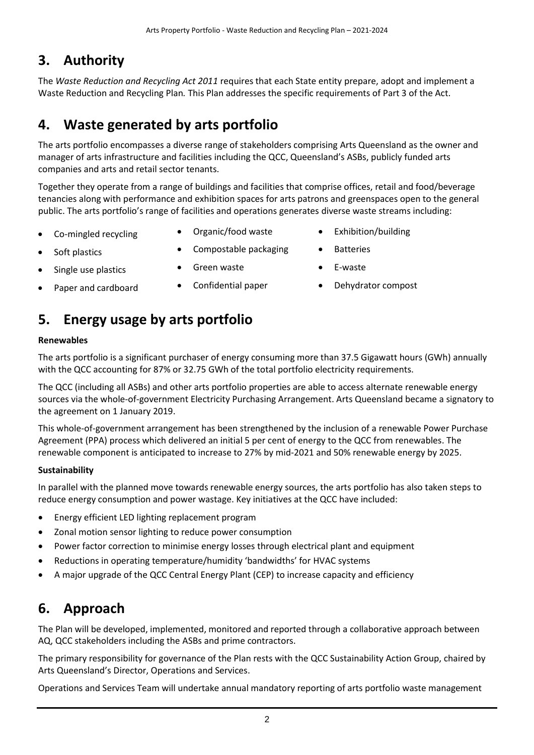# 3. Authority

The *Waste Reduction and Recycling Act 2011* requires that each State entity prepare, adopt and implement a Waste Reduction and Recycling Plan*.* This Plan addresses the specific requirements of Part 3 of the Act.

# 4. Waste generated by arts portfolio

The arts portfolio encompasses a diverse range of stakeholders comprising Arts Queensland as the owner and manager of arts infrastructure and facilities including the QCC, Queensland's ASBs, publicly funded arts companies and arts and retail sector tenants.

Together they operate from a range of buildings and facilities that comprise offices, retail and food/beverage tenancies along with performance and exhibition spaces for arts patrons and greenspaces open to the general public. The arts portfolio's range of facilities and operations generates diverse waste streams including:

- Co-mingled recycling
- Soft plastics
- Single use plastics
- Paper and cardboard
- Organic/food waste
- Compostable packaging
- Green waste
- Confidential paper
- Exhibition/building
- Batteries
- E-waste
- Dehydrator compost

# 5. Energy usage by arts portfolio

**Renewables**

The arts portfolio is a significant purchaser of energy consuming more than 37.5 Gigawatt hours (GWh) annually with the QCC accounting for 87% or 32.75 GWh of the total portfolio electricity requirements.

The QCC (including all ASBs) and other arts portfolio properties are able to access alternate renewable energy sources via the whole-of-government Electricity Purchasing Arrangement. Arts Queensland became a signatory to the agreement on 1 January 2019.

This whole-of-government arrangement has been strengthened by the inclusion of a renewable Power Purchase Agreement (PPA) process which delivered an initial 5 per cent of energy to the QCC from renewables. The renewable component is anticipated to increase to 27% by mid-2021 and 50% renewable energy by 2025.

**Sustainability**

In parallel with the planned move towards renewable energy sources, the arts portfolio has also taken steps to reduce energy consumption and power wastage. Key initiatives at the QCC have included:

- Energy efficient LED lighting replacement program
- Zonal motion sensor lighting to reduce power consumption
- Power factor correction to minimise energy losses through electrical plant and equipment
- Reductions in operating temperature/humidity 'bandwidths' for HVAC systems
- A major upgrade of the QCC Central Energy Plant (CEP) to increase capacity and efficiency

# 6. Approach

The Plan will be developed, implemented, monitored and reported through a collaborative approach between AQ, QCC stakeholders including the ASBs and prime contractors.

The primary responsibility for governance of the Plan rests with the QCC Sustainability Action Group, chaired by Arts Queensland's Director, Operations and Services.

Operations and Services Team will undertake annual mandatory reporting of arts portfolio waste management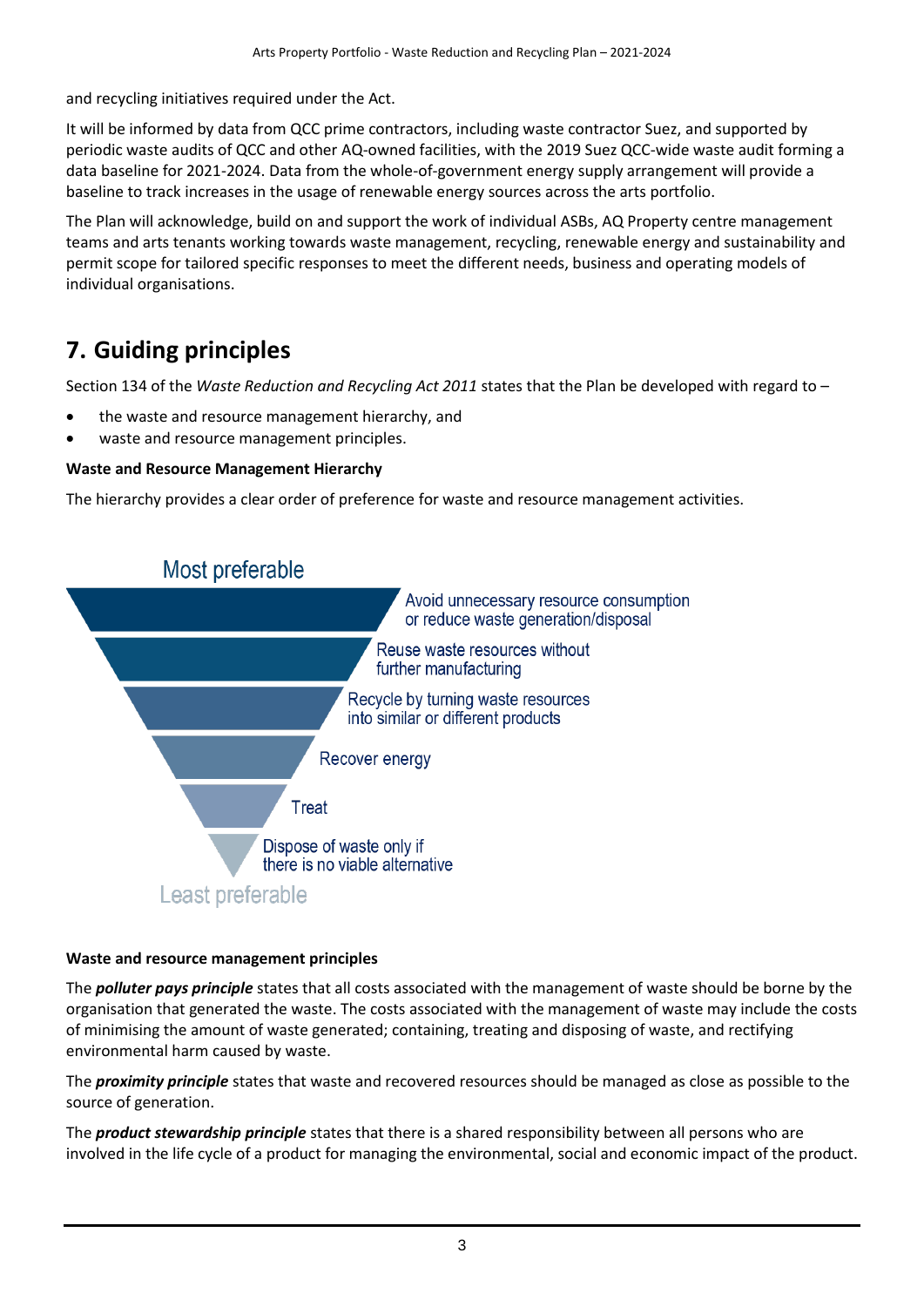and recycling initiatives required under the Act.

It will be informed by data from QCC prime contractors, including waste contractor Suez, and supported by periodic waste audits of QCC and other AQ-owned facilities, with the 2019 Suez QCC-wide waste audit forming a data baseline for 2021-2024. Data from the whole-of-government energy supply arrangement will provide a baseline to track increases in the usage of renewable energy sources across the arts portfolio.

The Plan will acknowledge, build on and support the work of individual ASBs, AQ Property centre management teams and arts tenants working towards waste management, recycling, renewable energy and sustainability and permit scope for tailored specific responses to meet the different needs, business and operating models of individual organisations.

# 7. Guiding principles

Section 134 of the *Waste Reduction and Recycling Act 2011* states that the Plan be developed with regard to –

- the waste and resource management hierarchy, and
- waste and resource management principles.

**Waste and Resource Management Hierarchy**

The hierarchy provides a clear order of preference for waste and resource management activities.

Most preferable

- Avoid unnecessary resource consumption or reduce waste generation/disposal
- Reuse waste resources without further manufacturing
- Recycle by turning waste resources into similar or different products
- Recover energy
- Treat
- Dispose of waste only if there is no viable alternative

Least preferable

**Waste and resource management principles**

The ***polluter pays principle*** states that all costs associated with the management of waste should be borne by the organisation that generated the waste. The costs associated with the management of waste may include the costs of minimising the amount of waste generated; containing, treating and disposing of waste, and rectifying environmental harm caused by waste.

The ***proximity principle*** states that waste and recovered resources should be managed as close as possible to the source of generation.

The ***product stewardship principle*** states that there is a shared responsibility between all persons who are involved in the life cycle of a product for managing the environmental, social and economic impact of the product.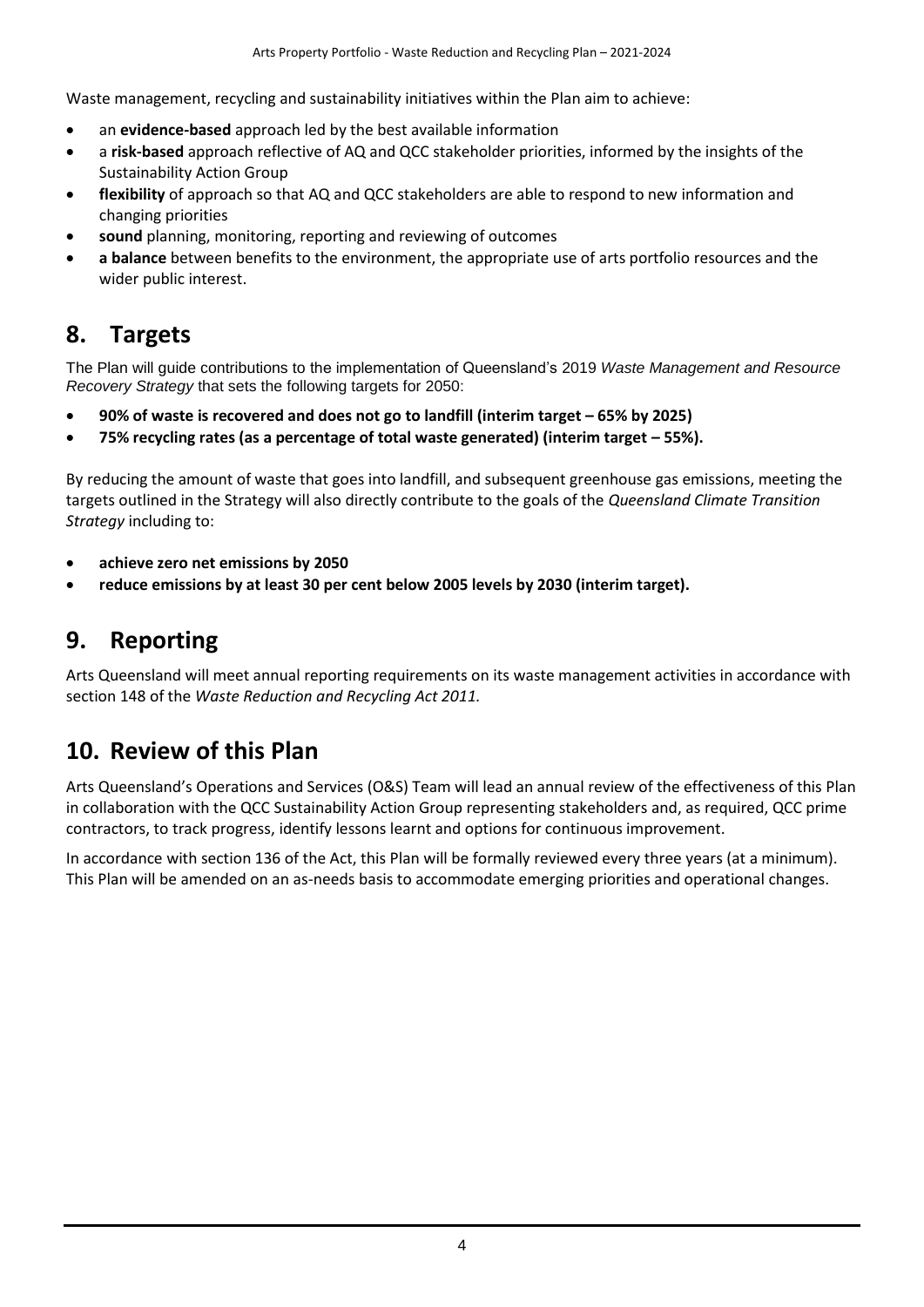Waste management, recycling and sustainability initiatives within the Plan aim to achieve:

- an **evidence-based** approach led by the best available information
- a **risk-based** approach reflective of AQ and QCC stakeholder priorities, informed by the insights of the Sustainability Action Group
- **flexibility** of approach so that AQ and QCC stakeholders are able to respond to new information and changing priorities
- **sound** planning, monitoring, reporting and reviewing of outcomes
- **a balance** between benefits to the environment, the appropriate use of arts portfolio resources and the wider public interest.

## 8. Targets

The Plan will guide contributions to the implementation of Queensland's 2019 *Waste Management and Resource Recovery Strategy* that sets the following targets for 2050:

- **90% of waste is recovered and does not go to landfill (interim target – 65% by 2025)**
- **75% recycling rates (as a percentage of total waste generated) (interim target – 55%).**

By reducing the amount of waste that goes into landfill, and subsequent greenhouse gas emissions, meeting the targets outlined in the Strategy will also directly contribute to the goals of the *Queensland Climate Transition Strategy* including to:

- **achieve zero net emissions by 2050**
- **reduce emissions by at least 30 per cent below 2005 levels by 2030 (interim target).**

## 9. Reporting

Arts Queensland will meet annual reporting requirements on its waste management activities in accordance with section 148 of the *Waste Reduction and Recycling Act 2011.*

## 10. Review of this Plan

Arts Queensland's Operations and Services (O&S) Team will lead an annual review of the effectiveness of this Plan in collaboration with the QCC Sustainability Action Group representing stakeholders and, as required, QCC prime contractors, to track progress, identify lessons learnt and options for continuous improvement.

In accordance with section 136 of the Act, this Plan will be formally reviewed every three years (at a minimum). This Plan will be amended on an as-needs basis to accommodate emerging priorities and operational changes.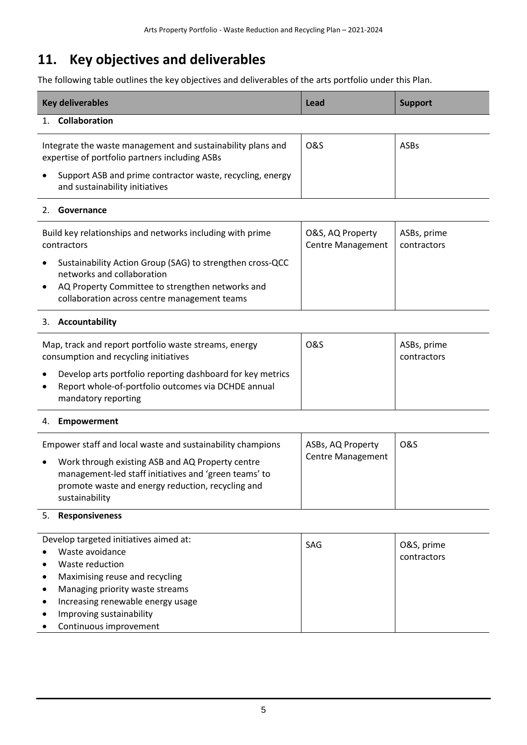# 11. Key objectives and deliverables

The following table outlines the key objectives and deliverables of the arts portfolio under this Plan.

| Key deliverables | Lead | Support |
|---|---|---|
| 1. **Collaboration** | | |
| Integrate the waste management and sustainability plans and expertise of portfolio partners including ASBs<br>• Support ASB and prime contractor waste, recycling, energy and sustainability initiatives | O&S | ASBs |
| 2. **Governance** | | |
| Build key relationships and networks including with prime contractors<br>• Sustainability Action Group (SAG) to strengthen cross-QCC networks and collaboration<br>• AQ Property Committee to strengthen networks and collaboration across centre management teams | O&S, AQ Property Centre Management | ASBs, prime contractors |
| 3. **Accountability** | | |
| Map, track and report portfolio waste streams, energy consumption and recycling initiatives<br>• Develop arts portfolio reporting dashboard for key metrics<br>• Report whole-of-portfolio outcomes via DCHDE annual mandatory reporting | O&S | ASBs, prime contractors |
| 4. **Empowerment** | | |
| Empower staff and local waste and sustainability champions<br>• Work through existing ASB and AQ Property centre management-led staff initiatives and 'green teams' to promote waste and energy reduction, recycling and sustainability | ASBs, AQ Property Centre Management | O&S |
| 5. **Responsiveness** | | |
| Develop targeted initiatives aimed at:<br>• Waste avoidance<br>• Waste reduction<br>• Maximising reuse and recycling<br>• Managing priority waste streams<br>• Increasing renewable energy usage<br>• Improving sustainability<br>• Continuous improvement | SAG | O&S, prime contractors |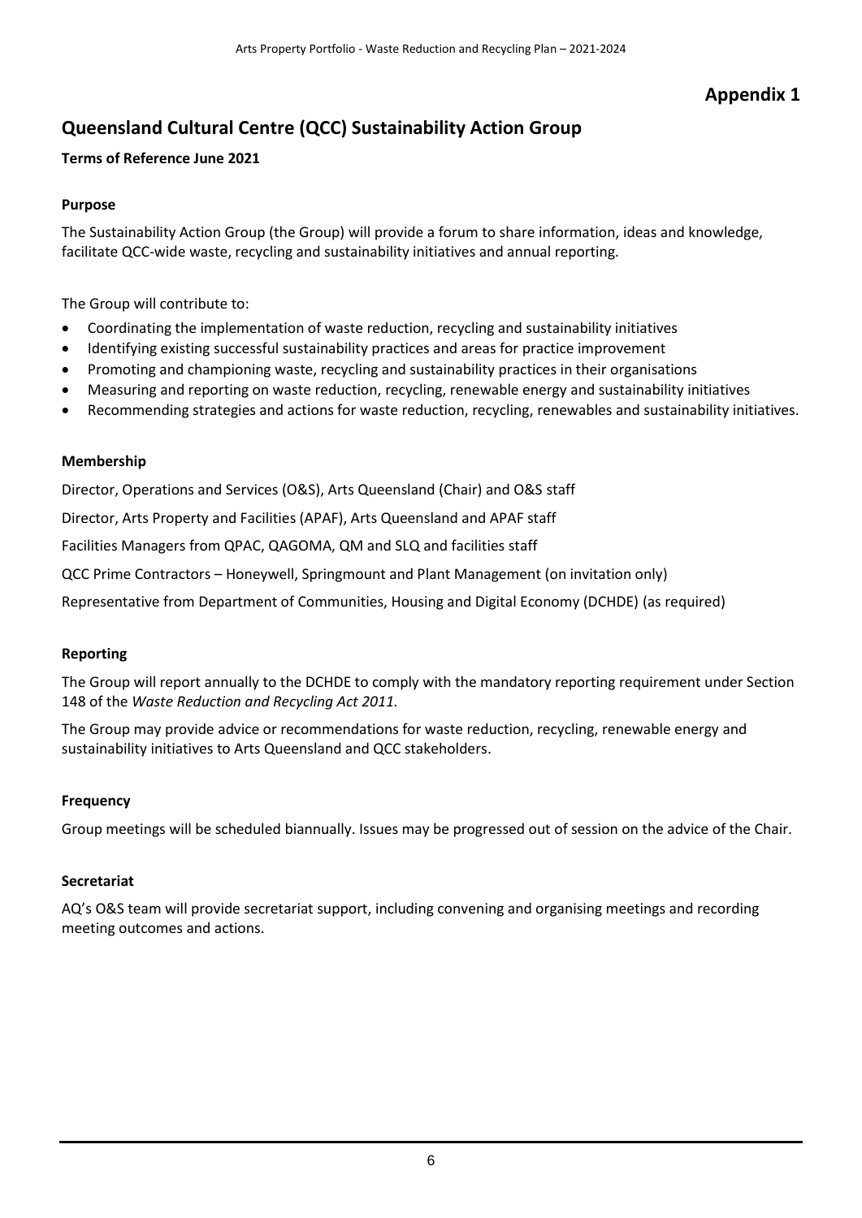**Appendix 1**

# Queensland Cultural Centre (QCC) Sustainability Action Group

**Terms of Reference June 2021**

### Purpose

The Sustainability Action Group (the Group) will provide a forum to share information, ideas and knowledge, facilitate QCC-wide waste, recycling and sustainability initiatives and annual reporting.

The Group will contribute to:

- Coordinating the implementation of waste reduction, recycling and sustainability initiatives
- Identifying existing successful sustainability practices and areas for practice improvement
- Promoting and championing waste, recycling and sustainability practices in their organisations
- Measuring and reporting on waste reduction, recycling, renewable energy and sustainability initiatives
- Recommending strategies and actions for waste reduction, recycling, renewables and sustainability initiatives.

### Membership

Director, Operations and Services (O&S), Arts Queensland (Chair) and O&S staff

Director, Arts Property and Facilities (APAF), Arts Queensland and APAF staff

Facilities Managers from QPAC, QAGOMA, QM and SLQ and facilities staff

QCC Prime Contractors – Honeywell, Springmount and Plant Management (on invitation only)

Representative from Department of Communities, Housing and Digital Economy (DCHDE) (as required)

### Reporting

The Group will report annually to the DCHDE to comply with the mandatory reporting requirement under Section 148 of the *Waste Reduction and Recycling Act 2011.*

The Group may provide advice or recommendations for waste reduction, recycling, renewable energy and sustainability initiatives to Arts Queensland and QCC stakeholders.

### Frequency

Group meetings will be scheduled biannually. Issues may be progressed out of session on the advice of the Chair.

### Secretariat

AQ's O&S team will provide secretariat support, including convening and organising meetings and recording meeting outcomes and actions.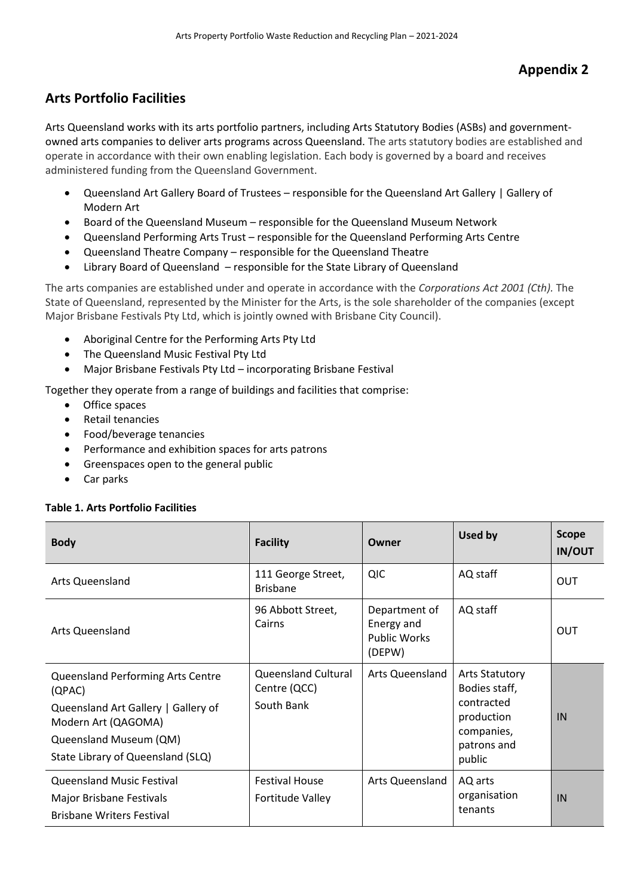# Appendix 2

## Arts Portfolio Facilities

Arts Queensland works with its arts portfolio partners, including Arts Statutory Bodies (ASBs) and government-owned arts companies to deliver arts programs across Queensland. The arts statutory bodies are established and operate in accordance with their own enabling legislation. Each body is governed by a board and receives administered funding from the Queensland Government.

- Queensland Art Gallery Board of Trustees – responsible for the Queensland Art Gallery | Gallery of Modern Art
- Board of the Queensland Museum – responsible for the Queensland Museum Network
- Queensland Performing Arts Trust – responsible for the Queensland Performing Arts Centre
- Queensland Theatre Company – responsible for the Queensland Theatre
- Library Board of Queensland – responsible for the State Library of Queensland

The arts companies are established under and operate in accordance with the *Corporations Act 2001 (Cth).* The State of Queensland, represented by the Minister for the Arts, is the sole shareholder of the companies (except Major Brisbane Festivals Pty Ltd, which is jointly owned with Brisbane City Council).

- Aboriginal Centre for the Performing Arts Pty Ltd
- The Queensland Music Festival Pty Ltd
- Major Brisbane Festivals Pty Ltd – incorporating Brisbane Festival

Together they operate from a range of buildings and facilities that comprise:

- Office spaces
- Retail tenancies
- Food/beverage tenancies
- Performance and exhibition spaces for arts patrons
- Greenspaces open to the general public
- Car parks

**Table 1. Arts Portfolio Facilities**

| Body | Facility | Owner | Used by | Scope IN/OUT |
|---|---|---|---|---|
| Arts Queensland | 111 George Street, Brisbane | QIC | AQ staff | OUT |
| Arts Queensland | 96 Abbott Street, Cairns | Department of Energy and Public Works (DEPW) | AQ staff | OUT |
| Queensland Performing Arts Centre (QPAC)<br>Queensland Art Gallery \| Gallery of Modern Art (QAGOMA)<br>Queensland Museum (QM)<br>State Library of Queensland (SLQ) | Queensland Cultural Centre (QCC)<br>South Bank | Arts Queensland | Arts Statutory Bodies staff, contracted production companies, patrons and public | IN |
| Queensland Music Festival<br>Major Brisbane Festivals<br>Brisbane Writers Festival | Festival House<br>Fortitude Valley | Arts Queensland | AQ arts organisation tenants | IN |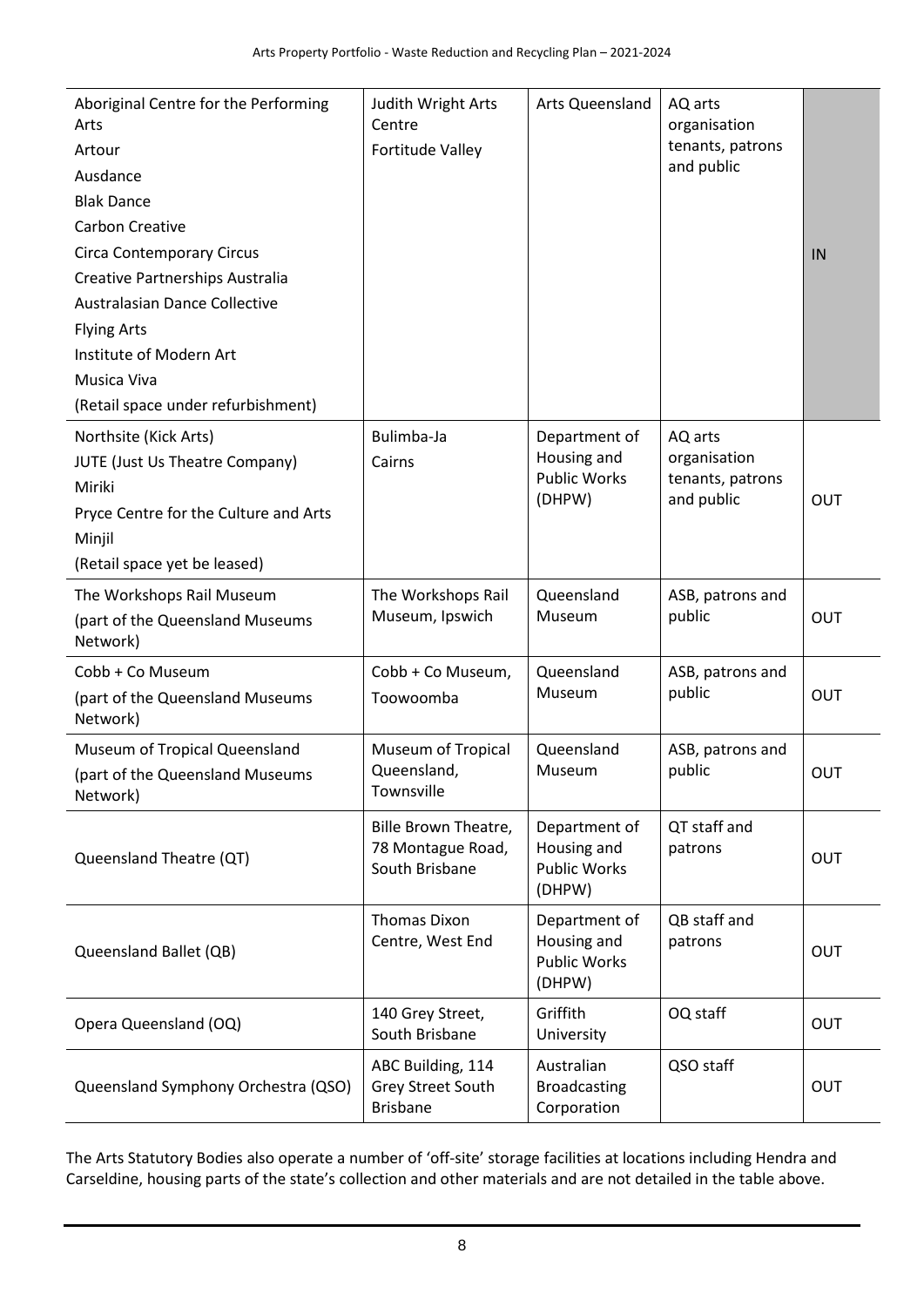| | | | | |
|---|---|---|---|---|
| Aboriginal Centre for the Performing Arts<br>Artour<br>Ausdance<br>Blak Dance<br>Carbon Creative<br>Circa Contemporary Circus<br>Creative Partnerships Australia<br>Australasian Dance Collective<br>Flying Arts<br>Institute of Modern Art<br>Musica Viva<br>(Retail space under refurbishment) | Judith Wright Arts Centre<br>Fortitude Valley | Arts Queensland | AQ arts organisation tenants, patrons and public | IN |
| Northsite (Kick Arts)<br>JUTE (Just Us Theatre Company)<br>Miriki<br>Pryce Centre for the Culture and Arts<br>Minjil<br>(Retail space yet be leased) | Bulimba-Ja<br>Cairns | Department of Housing and Public Works (DHPW) | AQ arts organisation tenants, patrons and public | OUT |
| The Workshops Rail Museum<br>(part of the Queensland Museums Network) | The Workshops Rail Museum, Ipswich | Queensland Museum | ASB, patrons and public | OUT |
| Cobb + Co Museum<br>(part of the Queensland Museums Network) | Cobb + Co Museum, Toowoomba | Queensland Museum | ASB, patrons and public | OUT |
| Museum of Tropical Queensland<br>(part of the Queensland Museums Network) | Museum of Tropical Queensland, Townsville | Queensland Museum | ASB, patrons and public | OUT |
| Queensland Theatre (QT) | Bille Brown Theatre, 78 Montague Road, South Brisbane | Department of Housing and Public Works (DHPW) | QT staff and patrons | OUT |
| Queensland Ballet (QB) | Thomas Dixon Centre, West End | Department of Housing and Public Works (DHPW) | QB staff and patrons | OUT |
| Opera Queensland (OQ) | 140 Grey Street, South Brisbane | Griffith University | OQ staff | OUT |
| Queensland Symphony Orchestra (QSO) | ABC Building, 114 Grey Street South Brisbane | Australian Broadcasting Corporation | QSO staff | OUT |

The Arts Statutory Bodies also operate a number of 'off-site' storage facilities at locations including Hendra and Carseldine, housing parts of the state's collection and other materials and are not detailed in the table above.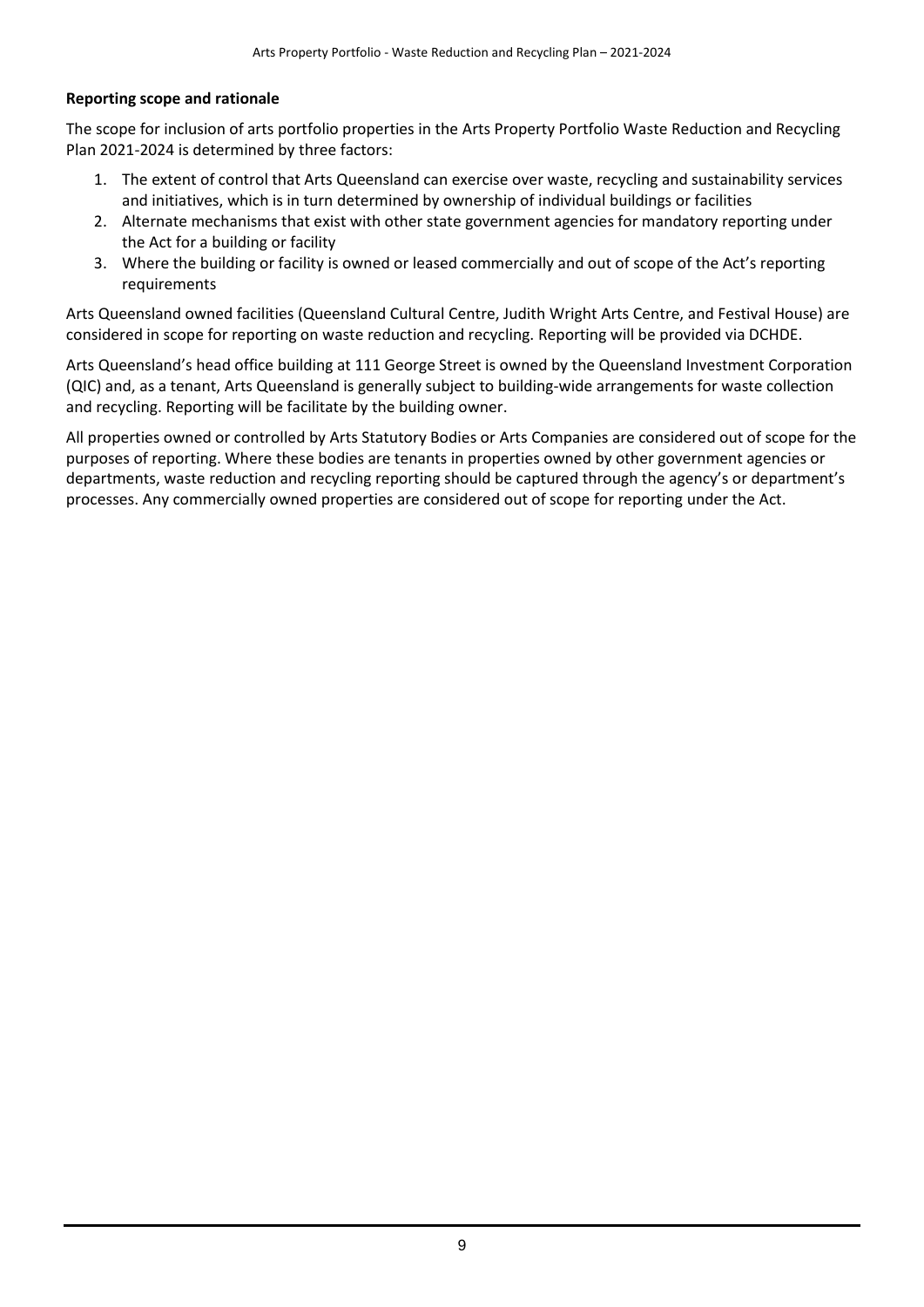**Reporting scope and rationale**

The scope for inclusion of arts portfolio properties in the Arts Property Portfolio Waste Reduction and Recycling Plan 2021-2024 is determined by three factors:

1. The extent of control that Arts Queensland can exercise over waste, recycling and sustainability services and initiatives, which is in turn determined by ownership of individual buildings or facilities
2. Alternate mechanisms that exist with other state government agencies for mandatory reporting under the Act for a building or facility
3. Where the building or facility is owned or leased commercially and out of scope of the Act's reporting requirements

Arts Queensland owned facilities (Queensland Cultural Centre, Judith Wright Arts Centre, and Festival House) are considered in scope for reporting on waste reduction and recycling. Reporting will be provided via DCHDE.

Arts Queensland's head office building at 111 George Street is owned by the Queensland Investment Corporation (QIC) and, as a tenant, Arts Queensland is generally subject to building-wide arrangements for waste collection and recycling. Reporting will be facilitate by the building owner.

All properties owned or controlled by Arts Statutory Bodies or Arts Companies are considered out of scope for the purposes of reporting. Where these bodies are tenants in properties owned by other government agencies or departments, waste reduction and recycling reporting should be captured through the agency's or department's processes. Any commercially owned properties are considered out of scope for reporting under the Act.